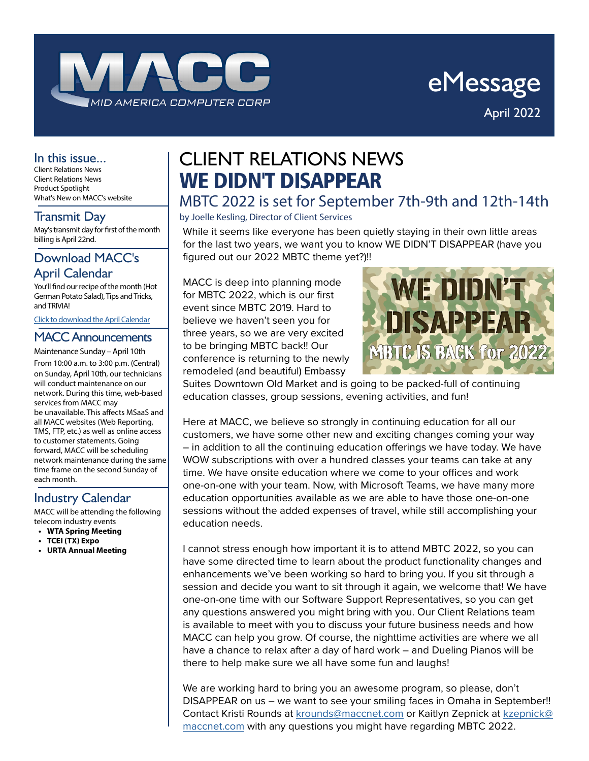# MACC eMessage

April 2022

## In this issue...

Client Relations News
Client Relations News
Product Spotlight
What's New on MACC's website

## Transmit Day

May's transmit day for first of the month billing is April 22nd.

## Download MACC's April Calendar

You'll find our recipe of the month (Hot German Potato Salad), Tips and Tricks, and TRIVIA!

[Click to download the April Calendar]

## MACC Announcements

Maintenance Sunday – April 10th

From 10:00 a.m. to 3:00 p.m. (Central) on Sunday, April 10th, our technicians will conduct maintenance on our network. During this time, web-based services from MACC may be unavailable. This affects MSaaS and all MACC websites (Web Reporting, TMS, FTP, etc.) as well as online access to customer statements. Going forward, MACC will be scheduling network maintenance during the same time frame on the second Sunday of each month.

## Industry Calendar

MACC will be attending the following telecom industry events

- **WTA Spring Meeting**
- **TCEI (TX) Expo**
- **URTA Annual Meeting**

# CLIENT RELATIONS NEWS

# WE DIDN'T DISAPPEAR

## MBTC 2022 is set for September 7th-9th and 12th-14th

by Joelle Kesling, Director of Client Services

While it seems like everyone has been quietly staying in their own little areas for the last two years, we want you to know WE DIDN'T DISAPPEAR (have you figured out our 2022 MBTC theme yet?)!!

MACC is deep into planning mode for MBTC 2022, which is our first event since MBTC 2019. Hard to believe we haven't seen you for three years, so we are very excited to be bringing MBTC back!! Our conference is returning to the newly remodeled (and beautiful) Embassy Suites Downtown Old Market and is going to be packed-full of continuing education classes, group sessions, evening activities, and fun!

Here at MACC, we believe so strongly in continuing education for all our customers, we have some other new and exciting changes coming your way – in addition to all the continuing education offerings we have today. We have WOW subscriptions with over a hundred classes your teams can take at any time. We have onsite education where we come to your offices and work one-on-one with your team. Now, with Microsoft Teams, we have many more education opportunities available as we are able to have those one-on-one sessions without the added expenses of travel, while still accomplishing your education needs.

I cannot stress enough how important it is to attend MBTC 2022, so you can have some directed time to learn about the product functionality changes and enhancements we've been working so hard to bring you. If you sit through a session and decide you want to sit through it again, we welcome that! We have one-on-one time with our Software Support Representatives, so you can get any questions answered you might bring with you. Our Client Relations team is available to meet with you to discuss your future business needs and how MACC can help you grow. Of course, the nighttime activities are where we all have a chance to relax after a day of hard work – and Dueling Pianos will be there to help make sure we all have some fun and laughs!

We are working hard to bring you an awesome program, so please, don't DISAPPEAR on us – we want to see your smiling faces in Omaha in September!! Contact Kristi Rounds at krounds@maccnet.com or Kaitlyn Zepnick at kzepnick@maccnet.com with any questions you might have regarding MBTC 2022.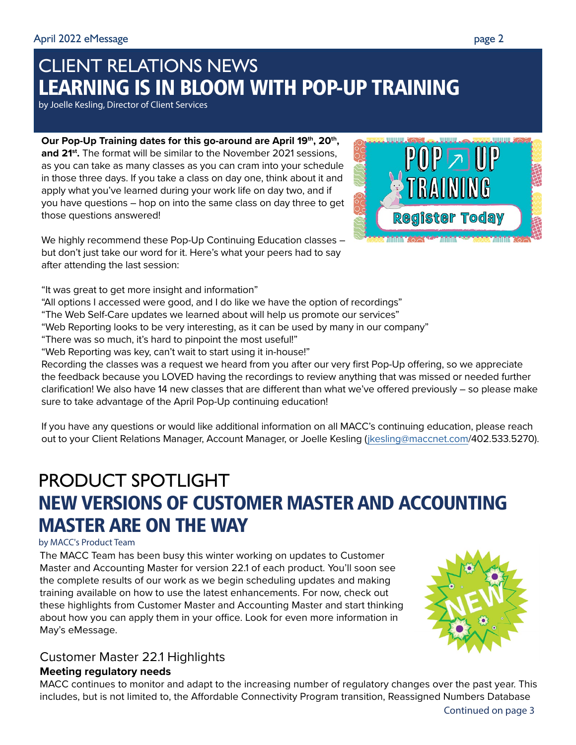# CLIENT RELATIONS NEWS
## LEARNING IS IN BLOOM WITH POP-UP TRAINING

by Joelle Kesling, Director of Client Services

**Our Pop-Up Training dates for this go-around are April 19th, 20th, and 21st.** The format will be similar to the November 2021 sessions, as you can take as many classes as you can cram into your schedule in those three days. If you take a class on day one, think about it and apply what you've learned during your work life on day two, and if you have questions – hop on into the same class on day three to get those questions answered!

We highly recommend these Pop-Up Continuing Education classes – but don't just take our word for it. Here's what your peers had to say after attending the last session:

"It was great to get more insight and information"
"All options I accessed were good, and I do like we have the option of recordings"
"The Web Self-Care updates we learned about will help us promote our services"
"Web Reporting looks to be very interesting, as it can be used by many in our company"
"There was so much, it's hard to pinpoint the most useful!"
"Web Reporting was key, can't wait to start using it in-house!"
Recording the classes was a request we heard from you after our very first Pop-Up offering, so we appreciate the feedback because you LOVED having the recordings to review anything that was missed or needed further clarification! We also have 14 new classes that are different than what we've offered previously – so please make sure to take advantage of the April Pop-Up continuing education!

If you have any questions or would like additional information on all MACC's continuing education, please reach out to your Client Relations Manager, Account Manager, or Joelle Kesling (jkesling@maccnet.com/402.533.5270).

# PRODUCT SPOTLIGHT
## NEW VERSIONS OF CUSTOMER MASTER AND ACCOUNTING MASTER ARE ON THE WAY

by MACC's Product Team

The MACC Team has been busy this winter working on updates to Customer Master and Accounting Master for version 22.1 of each product. You'll soon see the complete results of our work as we begin scheduling updates and making training available on how to use the latest enhancements. For now, check out these highlights from Customer Master and Accounting Master and start thinking about how you can apply them in your office. Look for even more information in May's eMessage.

### Customer Master 22.1 Highlights

**Meeting regulatory needs**

MACC continues to monitor and adapt to the increasing number of regulatory changes over the past year. This includes, but is not limited to, the Affordable Connectivity Program transition, Reassigned Numbers Database

Continued on page 3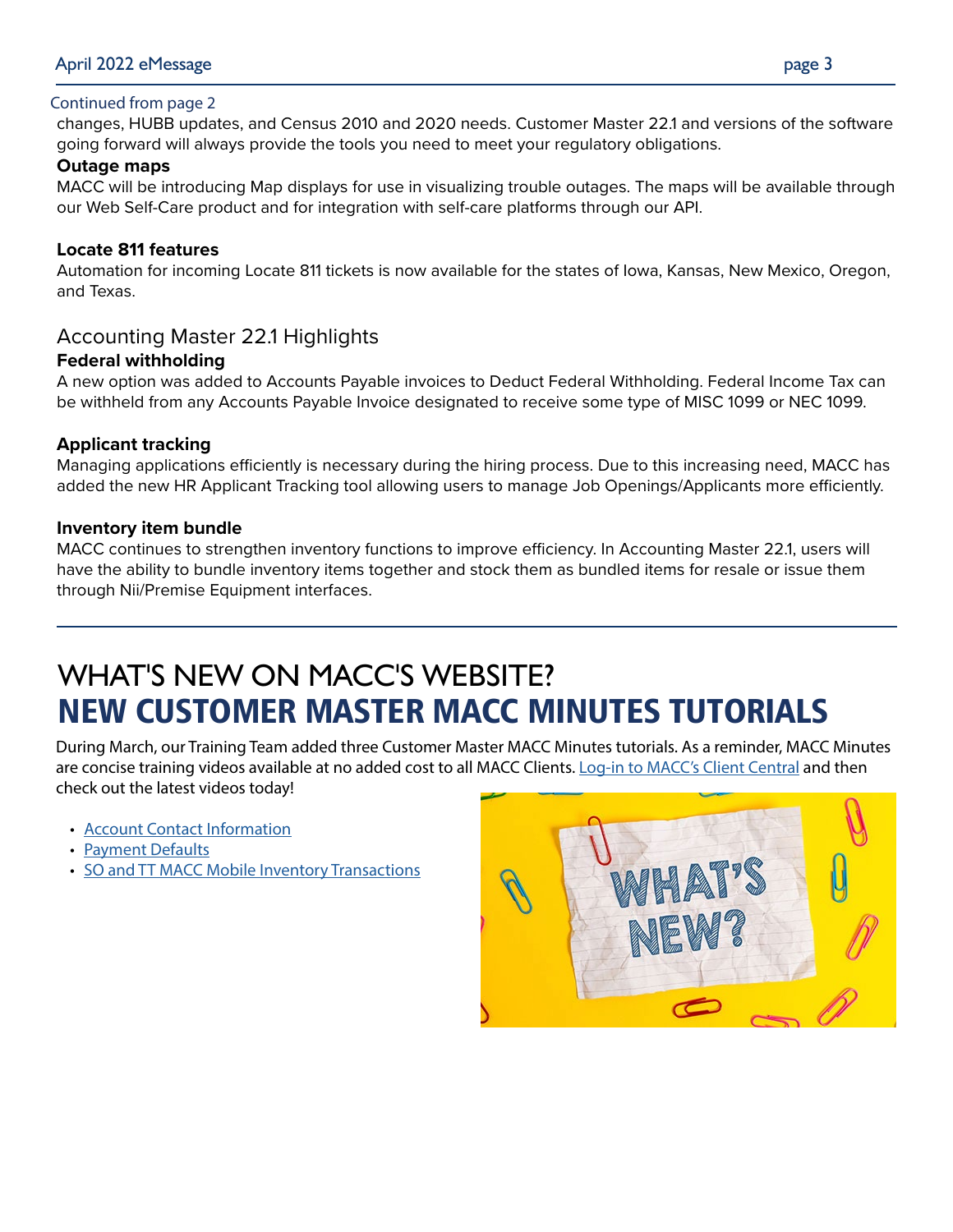Continued from page 2

changes, HUBB updates, and Census 2010 and 2020 needs. Customer Master 22.1 and versions of the software going forward will always provide the tools you need to meet your regulatory obligations.

**Outage maps**

MACC will be introducing Map displays for use in visualizing trouble outages. The maps will be available through our Web Self-Care product and for integration with self-care platforms through our API.

**Locate 811 features**

Automation for incoming Locate 811 tickets is now available for the states of Iowa, Kansas, New Mexico, Oregon, and Texas.

## Accounting Master 22.1 Highlights

**Federal withholding**

A new option was added to Accounts Payable invoices to Deduct Federal Withholding. Federal Income Tax can be withheld from any Accounts Payable Invoice designated to receive some type of MISC 1099 or NEC 1099.

**Applicant tracking**

Managing applications efficiently is necessary during the hiring process. Due to this increasing need, MACC has added the new HR Applicant Tracking tool allowing users to manage Job Openings/Applicants more efficiently.

**Inventory item bundle**

MACC continues to strengthen inventory functions to improve efficiency. In Accounting Master 22.1, users will have the ability to bundle inventory items together and stock them as bundled items for resale or issue them through Nii/Premise Equipment interfaces.

# WHAT'S NEW ON MACC'S WEBSITE?

# NEW CUSTOMER MASTER MACC MINUTES TUTORIALS

During March, our Training Team added three Customer Master MACC Minutes tutorials. As a reminder, MACC Minutes are concise training videos available at no added cost to all MACC Clients. Log-in to MACC's Client Central and then check out the latest videos today!

- Account Contact Information
- Payment Defaults
- SO and TT MACC Mobile Inventory Transactions